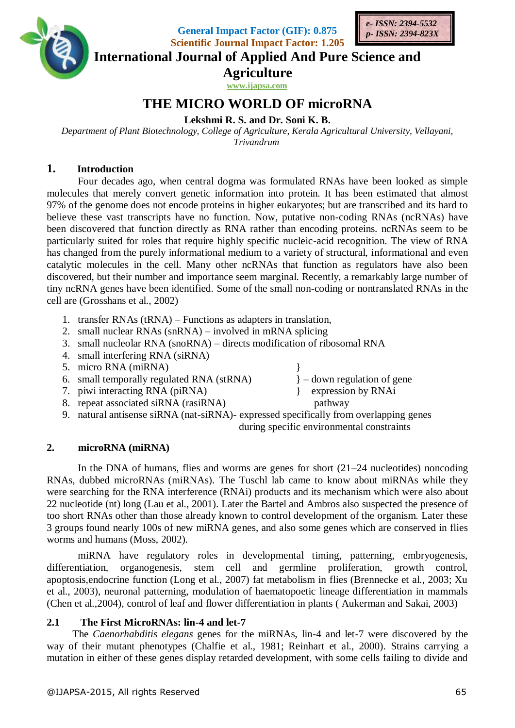General Impact Factor (GIF): 0.875
Scientific Journal Impact Factor: 1.205

e- ISSN: 2394-5532
p- ISSN: 2394-823X

# International Journal of Applied And Pure Science and Agriculture

www.ijapsa.com

# THE MICRO WORLD OF microRNA

**Lekshmi R. S. and Dr. Soni K. B.**

*Department of Plant Biotechnology, College of Agriculture, Kerala Agricultural University, Vellayani, Trivandrum*

## 1. Introduction

Four decades ago, when central dogma was formulated RNAs have been looked as simple molecules that merely convert genetic information into protein. It has been estimated that almost 97% of the genome does not encode proteins in higher eukaryotes; but are transcribed and its hard to believe these vast transcripts have no function. Now, putative non-coding RNAs (ncRNAs) have been discovered that function directly as RNA rather than encoding proteins. ncRNAs seem to be particularly suited for roles that require highly specific nucleic-acid recognition. The view of RNA has changed from the purely informational medium to a variety of structural, informational and even catalytic molecules in the cell. Many other ncRNAs that function as regulators have also been discovered, but their number and importance seem marginal. Recently, a remarkably large number of tiny ncRNA genes have been identified. Some of the small non-coding or nontranslated RNAs in the cell are (Grosshans et al., 2002)

1. transfer RNAs (tRNA) – Functions as adapters in translation,
2. small nuclear RNAs (snRNA) – involved in mRNA splicing
3. small nucleolar RNA (snoRNA) – directs modification of ribosomal RNA
4. small interfering RNA (siRNA)
5. micro RNA (miRNA) }
6. small temporally regulated RNA (stRNA) } – down regulation of gene
7. piwi interacting RNA (piRNA) } expression by RNAi
8. repeat associated siRNA (rasiRNA) pathway
9. natural antisense siRNA (nat-siRNA)- expressed specifically from overlapping genes during specific environmental constraints

## 2. microRNA (miRNA)

In the DNA of humans, flies and worms are genes for short (21–24 nucleotides) noncoding RNAs, dubbed microRNAs (miRNAs). The Tuschl lab came to know about miRNAs while they were searching for the RNA interference (RNAi) products and its mechanism which were also about 22 nucleotide (nt) long (Lau et al., 2001). Later the Bartel and Ambros also suspected the presence of too short RNAs other than those already known to control development of the organism. Later these 3 groups found nearly 100s of new miRNA genes, and also some genes which are conserved in flies worms and humans (Moss, 2002).

miRNA have regulatory roles in developmental timing, patterning, embryogenesis, differentiation, organogenesis, stem cell and germline proliferation, growth control, apoptosis,endocrine function (Long et al., 2007) fat metabolism in flies (Brennecke et al., 2003; Xu et al., 2003), neuronal patterning, modulation of haematopoetic lineage differentiation in mammals (Chen et al.,2004), control of leaf and flower differentiation in plants ( Aukerman and Sakai, 2003)

### 2.1 The First MicroRNAs: lin-4 and let-7

The *Caenorhabditis elegans* genes for the miRNAs, lin-4 and let-7 were discovered by the way of their mutant phenotypes (Chalfie et al., 1981; Reinhart et al., 2000). Strains carrying a mutation in either of these genes display retarded development, with some cells failing to divide and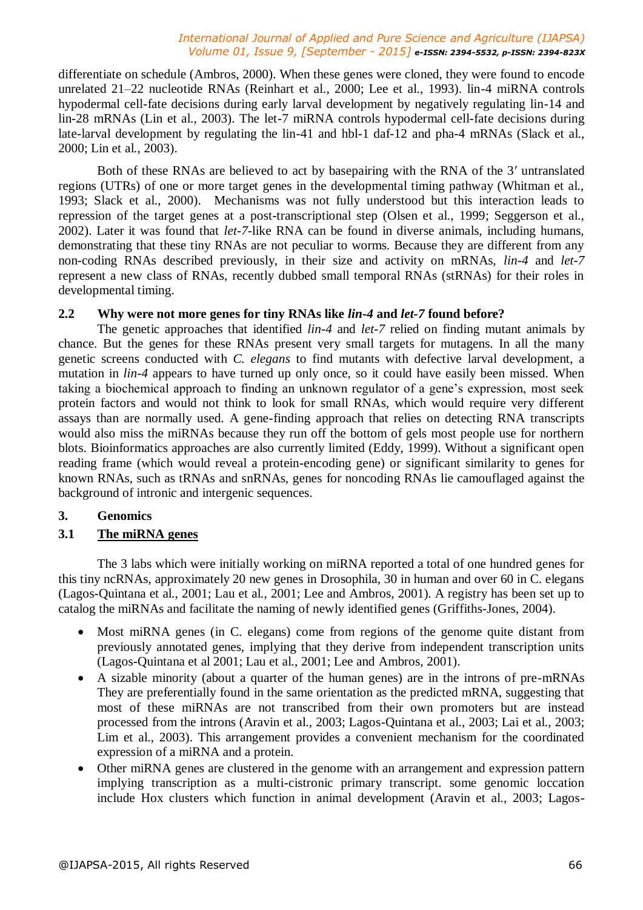differentiate on schedule (Ambros, 2000). When these genes were cloned, they were found to encode unrelated 21–22 nucleotide RNAs (Reinhart et al., 2000; Lee et al., 1993). lin-4 miRNA controls hypodermal cell-fate decisions during early larval development by negatively regulating lin-14 and lin-28 mRNAs (Lin et al., 2003). The let-7 miRNA controls hypodermal cell-fate decisions during late-larval development by regulating the lin-41 and hbl-1 daf-12 and pha-4 mRNAs (Slack et al., 2000; Lin et al., 2003).

Both of these RNAs are believed to act by basepairing with the RNA of the 3′ untranslated regions (UTRs) of one or more target genes in the developmental timing pathway (Whitman et al., 1993; Slack et al., 2000). Mechanisms was not fully understood but this interaction leads to repression of the target genes at a post-transcriptional step (Olsen et al., 1999; Seggerson et al., 2002). Later it was found that *let-7*-like RNA can be found in diverse animals, including humans, demonstrating that these tiny RNAs are not peculiar to worms. Because they are different from any non-coding RNAs described previously, in their size and activity on mRNAs, *lin-4* and *let-7* represent a new class of RNAs, recently dubbed small temporal RNAs (stRNAs) for their roles in developmental timing.

### 2.2 Why were not more genes for tiny RNAs like *lin-4* and *let-7* found before?

The genetic approaches that identified *lin-4* and *let-7* relied on finding mutant animals by chance. But the genes for these RNAs present very small targets for mutagens. In all the many genetic screens conducted with *C. elegans* to find mutants with defective larval development, a mutation in *lin-4* appears to have turned up only once, so it could have easily been missed. When taking a biochemical approach to finding an unknown regulator of a gene's expression, most seek protein factors and would not think to look for small RNAs, which would require very different assays than are normally used. A gene-finding approach that relies on detecting RNA transcripts would also miss the miRNAs because they run off the bottom of gels most people use for northern blots. Bioinformatics approaches are also currently limited (Eddy, 1999). Without a significant open reading frame (which would reveal a protein-encoding gene) or significant similarity to genes for known RNAs, such as tRNAs and snRNAs, genes for noncoding RNAs lie camouflaged against the background of intronic and intergenic sequences.

## 3. Genomics

### 3.1 The miRNA genes

The 3 labs which were initially working on miRNA reported a total of one hundred genes for this tiny ncRNAs, approximately 20 new genes in Drosophila, 30 in human and over 60 in C. elegans (Lagos-Quintana et al., 2001; Lau et al., 2001; Lee and Ambros, 2001). A registry has been set up to catalog the miRNAs and facilitate the naming of newly identified genes (Griffiths-Jones, 2004).

- Most miRNA genes (in C. elegans) come from regions of the genome quite distant from previously annotated genes, implying that they derive from independent transcription units (Lagos-Quintana et al 2001; Lau et al., 2001; Lee and Ambros, 2001).
- A sizable minority (about a quarter of the human genes) are in the introns of pre-mRNAs They are preferentially found in the same orientation as the predicted mRNA, suggesting that most of these miRNAs are not transcribed from their own promoters but are instead processed from the introns (Aravin et al., 2003; Lagos-Quintana et al., 2003; Lai et al., 2003; Lim et al., 2003). This arrangement provides a convenient mechanism for the coordinated expression of a miRNA and a protein.
- Other miRNA genes are clustered in the genome with an arrangement and expression pattern implying transcription as a multi-cistronic primary transcript. some genomic loccation include Hox clusters which function in animal development (Aravin et al., 2003; Lagos-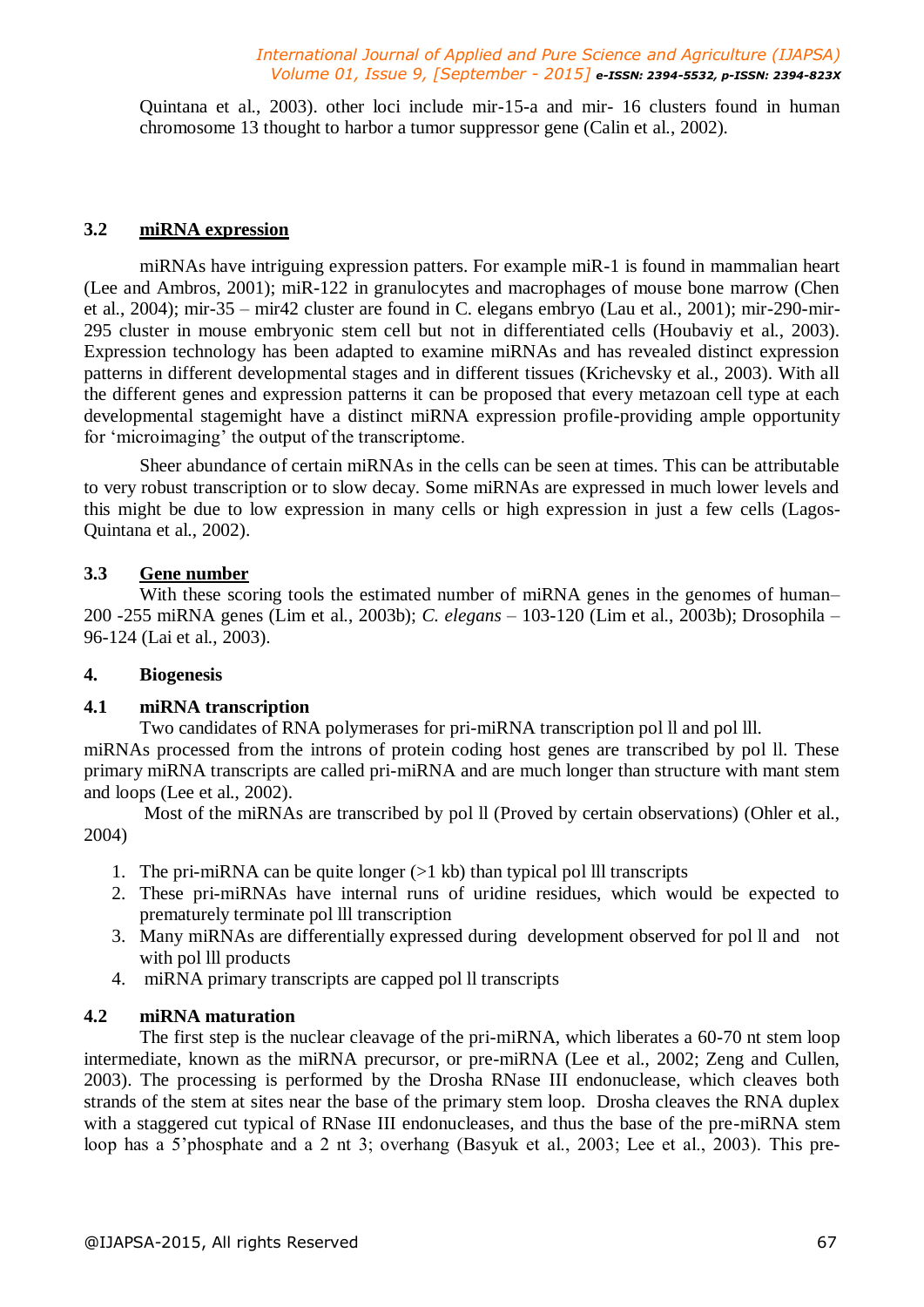Quintana et al., 2003). other loci include mir-15-a and mir- 16 clusters found in human chromosome 13 thought to harbor a tumor suppressor gene (Calin et al., 2002).

### 3.2 miRNA expression

miRNAs have intriguing expression patters. For example miR-1 is found in mammalian heart (Lee and Ambros, 2001); miR-122 in granulocytes and macrophages of mouse bone marrow (Chen et al., 2004); mir-35 – mir42 cluster are found in C. elegans embryo (Lau et al., 2001); mir-290-mir-295 cluster in mouse embryonic stem cell but not in differentiated cells (Houbaviy et al., 2003). Expression technology has been adapted to examine miRNAs and has revealed distinct expression patterns in different developmental stages and in different tissues (Krichevsky et al., 2003). With all the different genes and expression patterns it can be proposed that every metazoan cell type at each developmental stagemight have a distinct miRNA expression profile-providing ample opportunity for 'microimaging' the output of the transcriptome.

Sheer abundance of certain miRNAs in the cells can be seen at times. This can be attributable to very robust transcription or to slow decay. Some miRNAs are expressed in much lower levels and this might be due to low expression in many cells or high expression in just a few cells (Lagos-Quintana et al., 2002).

### 3.3 Gene number

With these scoring tools the estimated number of miRNA genes in the genomes of human– 200 -255 miRNA genes (Lim et al., 2003b); *C. elegans* – 103-120 (Lim et al., 2003b); Drosophila – 96-124 (Lai et al., 2003).

## 4. Biogenesis

### 4.1 miRNA transcription

Two candidates of RNA polymerases for pri-miRNA transcription pol ll and pol lll.
miRNAs processed from the introns of protein coding host genes are transcribed by pol ll. These primary miRNA transcripts are called pri-miRNA and are much longer than structure with mant stem and loops (Lee et al., 2002).

Most of the miRNAs are transcribed by pol ll (Proved by certain observations) (Ohler et al., 2004)

1. The pri-miRNA can be quite longer (>1 kb) than typical pol lll transcripts
2. These pri-miRNAs have internal runs of uridine residues, which would be expected to prematurely terminate pol lll transcription
3. Many miRNAs are differentially expressed during development observed for pol ll and not with pol lll products
4. miRNA primary transcripts are capped pol ll transcripts

### 4.2 miRNA maturation

The first step is the nuclear cleavage of the pri-miRNA, which liberates a 60-70 nt stem loop intermediate, known as the miRNA precursor, or pre-miRNA (Lee et al., 2002; Zeng and Cullen, 2003). The processing is performed by the Drosha RNase III endonuclease, which cleaves both strands of the stem at sites near the base of the primary stem loop. Drosha cleaves the RNA duplex with a staggered cut typical of RNase III endonucleases, and thus the base of the pre-miRNA stem loop has a 5'phosphate and a 2 nt 3; overhang (Basyuk et al., 2003; Lee et al., 2003). This pre-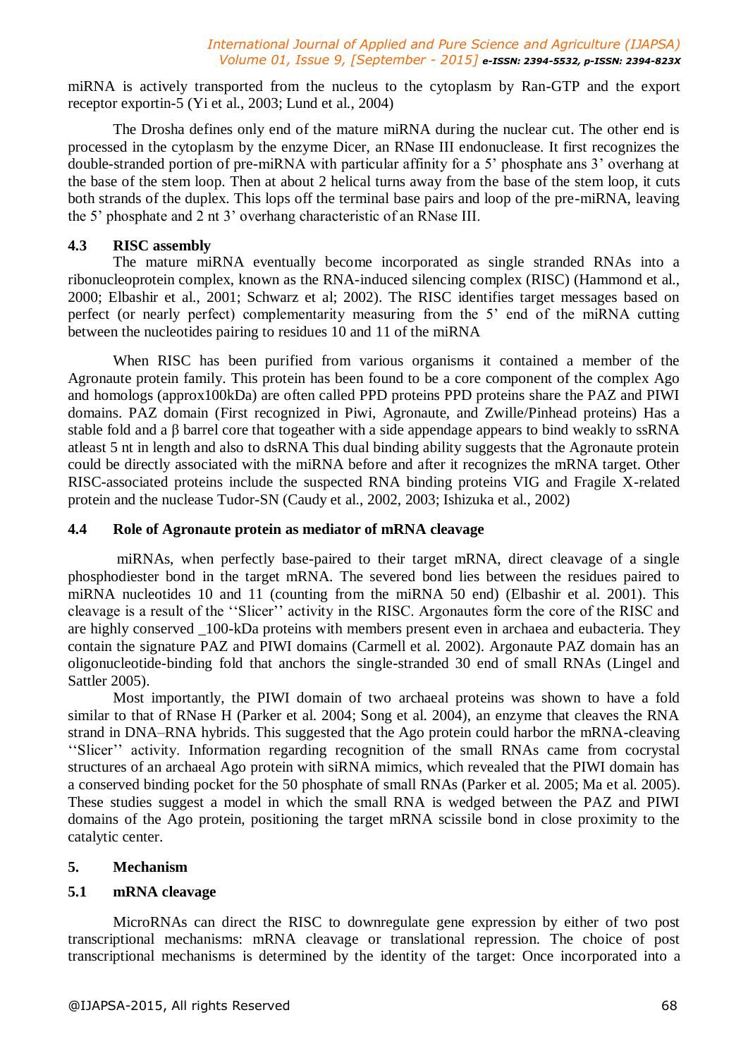miRNA is actively transported from the nucleus to the cytoplasm by Ran-GTP and the export receptor exportin-5 (Yi et al., 2003; Lund et al., 2004)

The Drosha defines only end of the mature miRNA during the nuclear cut. The other end is processed in the cytoplasm by the enzyme Dicer, an RNase III endonuclease. It first recognizes the double-stranded portion of pre-miRNA with particular affinity for a 5' phosphate ans 3' overhang at the base of the stem loop. Then at about 2 helical turns away from the base of the stem loop, it cuts both strands of the duplex. This lops off the terminal base pairs and loop of the pre-miRNA, leaving the 5' phosphate and 2 nt 3' overhang characteristic of an RNase III.

### 4.3 RISC assembly

The mature miRNA eventually become incorporated as single stranded RNAs into a ribonucleoprotein complex, known as the RNA-induced silencing complex (RISC) (Hammond et al., 2000; Elbashir et al., 2001; Schwarz et al; 2002). The RISC identifies target messages based on perfect (or nearly perfect) complementarity measuring from the 5' end of the miRNA cutting between the nucleotides pairing to residues 10 and 11 of the miRNA

When RISC has been purified from various organisms it contained a member of the Agronaute protein family. This protein has been found to be a core component of the complex Ago and homologs (approx100kDa) are often called PPD proteins PPD proteins share the PAZ and PIWI domains. PAZ domain (First recognized in Piwi, Agronaute, and Zwille/Pinhead proteins) Has a stable fold and a β barrel core that togeather with a side appendage appears to bind weakly to ssRNA atleast 5 nt in length and also to dsRNA This dual binding ability suggests that the Agronaute protein could be directly associated with the miRNA before and after it recognizes the mRNA target. Other RISC-associated proteins include the suspected RNA binding proteins VIG and Fragile X-related protein and the nuclease Tudor-SN (Caudy et al., 2002, 2003; Ishizuka et al., 2002)

### 4.4 Role of Agronaute protein as mediator of mRNA cleavage

miRNAs, when perfectly base-paired to their target mRNA, direct cleavage of a single phosphodiester bond in the target mRNA. The severed bond lies between the residues paired to miRNA nucleotides 10 and 11 (counting from the miRNA 50 end) (Elbashir et al. 2001). This cleavage is a result of the ''Slicer'' activity in the RISC. Argonautes form the core of the RISC and are highly conserved _100-kDa proteins with members present even in archaea and eubacteria. They contain the signature PAZ and PIWI domains (Carmell et al. 2002). Argonaute PAZ domain has an oligonucleotide-binding fold that anchors the single-stranded 30 end of small RNAs (Lingel and Sattler 2005).

Most importantly, the PIWI domain of two archaeal proteins was shown to have a fold similar to that of RNase H (Parker et al. 2004; Song et al. 2004), an enzyme that cleaves the RNA strand in DNA–RNA hybrids. This suggested that the Ago protein could harbor the mRNA-cleaving ''Slicer'' activity. Information regarding recognition of the small RNAs came from cocrystal structures of an archaeal Ago protein with siRNA mimics, which revealed that the PIWI domain has a conserved binding pocket for the 50 phosphate of small RNAs (Parker et al. 2005; Ma et al. 2005). These studies suggest a model in which the small RNA is wedged between the PAZ and PIWI domains of the Ago protein, positioning the target mRNA scissile bond in close proximity to the catalytic center.

## 5. Mechanism

### 5.1 mRNA cleavage

MicroRNAs can direct the RISC to downregulate gene expression by either of two post transcriptional mechanisms: mRNA cleavage or translational repression. The choice of post transcriptional mechanisms is determined by the identity of the target: Once incorporated into a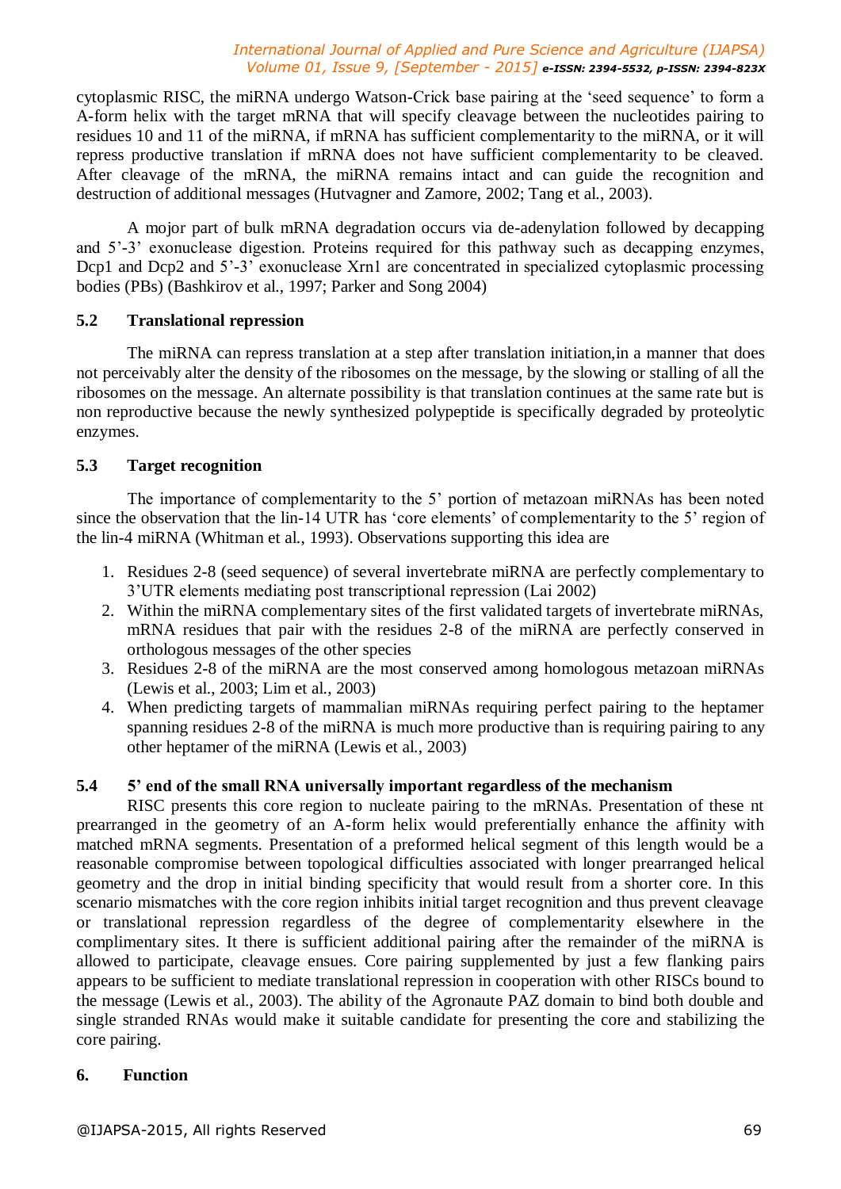cytoplasmic RISC, the miRNA undergo Watson-Crick base pairing at the 'seed sequence' to form a A-form helix with the target mRNA that will specify cleavage between the nucleotides pairing to residues 10 and 11 of the miRNA, if mRNA has sufficient complementarity to the miRNA, or it will repress productive translation if mRNA does not have sufficient complementarity to be cleaved. After cleavage of the mRNA, the miRNA remains intact and can guide the recognition and destruction of additional messages (Hutvagner and Zamore, 2002; Tang et al., 2003).

A mojor part of bulk mRNA degradation occurs via de-adenylation followed by decapping and 5'-3' exonuclease digestion. Proteins required for this pathway such as decapping enzymes, Dcp1 and Dcp2 and 5'-3' exonuclease Xrn1 are concentrated in specialized cytoplasmic processing bodies (PBs) (Bashkirov et al., 1997; Parker and Song 2004)

## 5.2 Translational repression

The miRNA can repress translation at a step after translation initiation,in a manner that does not perceivably alter the density of the ribosomes on the message, by the slowing or stalling of all the ribosomes on the message. An alternate possibility is that translation continues at the same rate but is non reproductive because the newly synthesized polypeptide is specifically degraded by proteolytic enzymes.

## 5.3 Target recognition

The importance of complementarity to the 5' portion of metazoan miRNAs has been noted since the observation that the lin-14 UTR has 'core elements' of complementarity to the 5' region of the lin-4 miRNA (Whitman et al., 1993). Observations supporting this idea are

1. Residues 2-8 (seed sequence) of several invertebrate miRNA are perfectly complementary to 3'UTR elements mediating post transcriptional repression (Lai 2002)
2. Within the miRNA complementary sites of the first validated targets of invertebrate miRNAs, mRNA residues that pair with the residues 2-8 of the miRNA are perfectly conserved in orthologous messages of the other species
3. Residues 2-8 of the miRNA are the most conserved among homologous metazoan miRNAs (Lewis et al., 2003; Lim et al., 2003)
4. When predicting targets of mammalian miRNAs requiring perfect pairing to the heptamer spanning residues 2-8 of the miRNA is much more productive than is requiring pairing to any other heptamer of the miRNA (Lewis et al., 2003)

## 5.4 5' end of the small RNA universally important regardless of the mechanism

RISC presents this core region to nucleate pairing to the mRNAs. Presentation of these nt prearranged in the geometry of an A-form helix would preferentially enhance the affinity with matched mRNA segments. Presentation of a preformed helical segment of this length would be a reasonable compromise between topological difficulties associated with longer prearranged helical geometry and the drop in initial binding specificity that would result from a shorter core. In this scenario mismatches with the core region inhibits initial target recognition and thus prevent cleavage or translational repression regardless of the degree of complementarity elsewhere in the complimentary sites. It there is sufficient additional pairing after the remainder of the miRNA is allowed to participate, cleavage ensues. Core pairing supplemented by just a few flanking pairs appears to be sufficient to mediate translational repression in cooperation with other RISCs bound to the message (Lewis et al., 2003). The ability of the Agronaute PAZ domain to bind both double and single stranded RNAs would make it suitable candidate for presenting the core and stabilizing the core pairing.

# 6. Function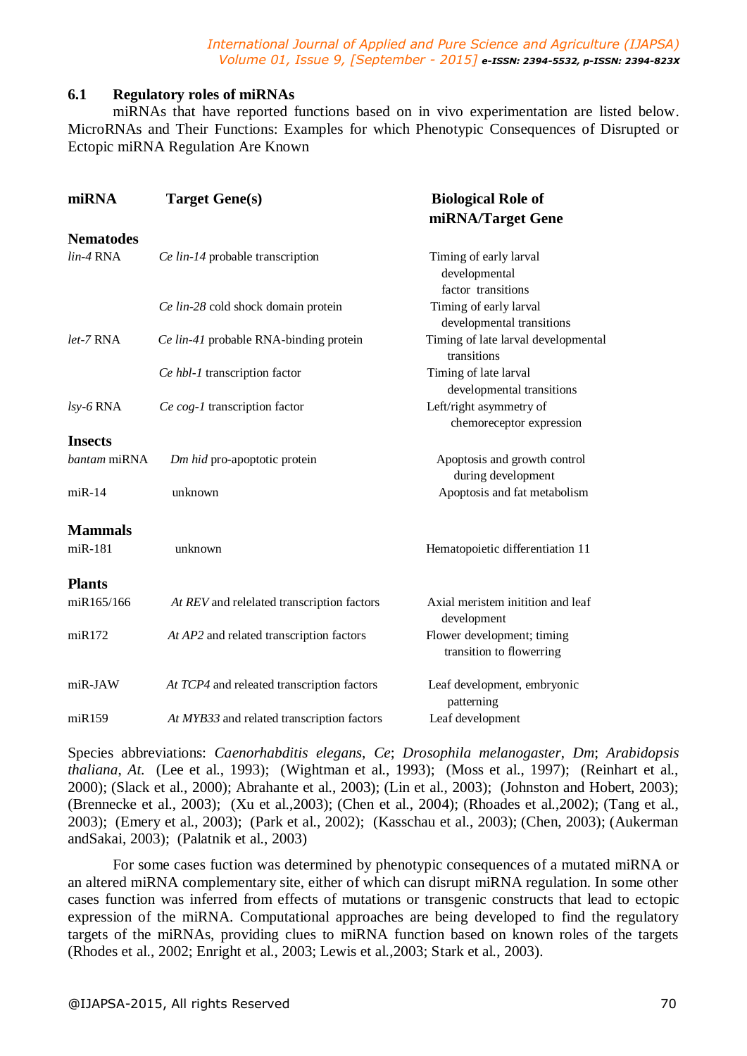### 6.1 Regulatory roles of miRNAs

miRNAs that have reported functions based on in vivo experimentation are listed below. MicroRNAs and Their Functions: Examples for which Phenotypic Consequences of Disrupted or Ectopic miRNA Regulation Are Known

| miRNA | Target Gene(s) | Biological Role of miRNA/Target Gene |
|---|---|---|
| **Nematodes** | | |
| *lin-4* RNA | *Ce lin-14* probable transcription | Timing of early larval developmental factor transitions |
| | *Ce lin-28* cold shock domain protein | Timing of early larval developmental transitions |
| *let-7* RNA | *Ce lin-41* probable RNA-binding protein | Timing of late larval developmental transitions |
| | *Ce hbl-1* transcription factor | Timing of late larval developmental transitions |
| *lsy-6* RNA | *Ce cog-1* transcription factor | Left/right asymmetry of chemoreceptor expression |
| **Insects** | | |
| *bantam* miRNA | *Dm hid* pro-apoptotic protein | Apoptosis and growth control during development |
| miR-14 | unknown | Apoptosis and fat metabolism |
| **Mammals** | | |
| miR-181 | unknown | Hematopoietic differentiation 11 |
| **Plants** | | |
| miR165/166 | *At REV* and relelated transcription factors | Axial meristem inition and leaf development |
| miR172 | *At AP2* and related transcription factors | Flower development; timing transition to flowerring |
| miR-JAW | *At TCP4* and releated transcription factors | Leaf development, embryonic patterning |
| miR159 | *At MYB33* and related transcription factors | Leaf development |

Species abbreviations: *Caenorhabditis elegans*, *Ce*; *Drosophila melanogaster*, *Dm*; *Arabidopsis thaliana*, *At.* (Lee et al., 1993); (Wightman et al., 1993); (Moss et al., 1997); (Reinhart et al., 2000); (Slack et al., 2000); Abrahante et al., 2003); (Lin et al., 2003); (Johnston and Hobert, 2003); (Brennecke et al., 2003); (Xu et al.,2003); (Chen et al., 2004); (Rhoades et al.,2002); (Tang et al., 2003); (Emery et al., 2003); (Park et al., 2002); (Kasschau et al., 2003); (Chen, 2003); (Aukerman andSakai, 2003); (Palatnik et al., 2003)

For some cases fuction was determined by phenotypic consequences of a mutated miRNA or an altered miRNA complementary site, either of which can disrupt miRNA regulation. In some other cases function was inferred from effects of mutations or transgenic constructs that lead to ectopic expression of the miRNA. Computational approaches are being developed to find the regulatory targets of the miRNAs, providing clues to miRNA function based on known roles of the targets (Rhodes et al., 2002; Enright et al., 2003; Lewis et al.,2003; Stark et al., 2003).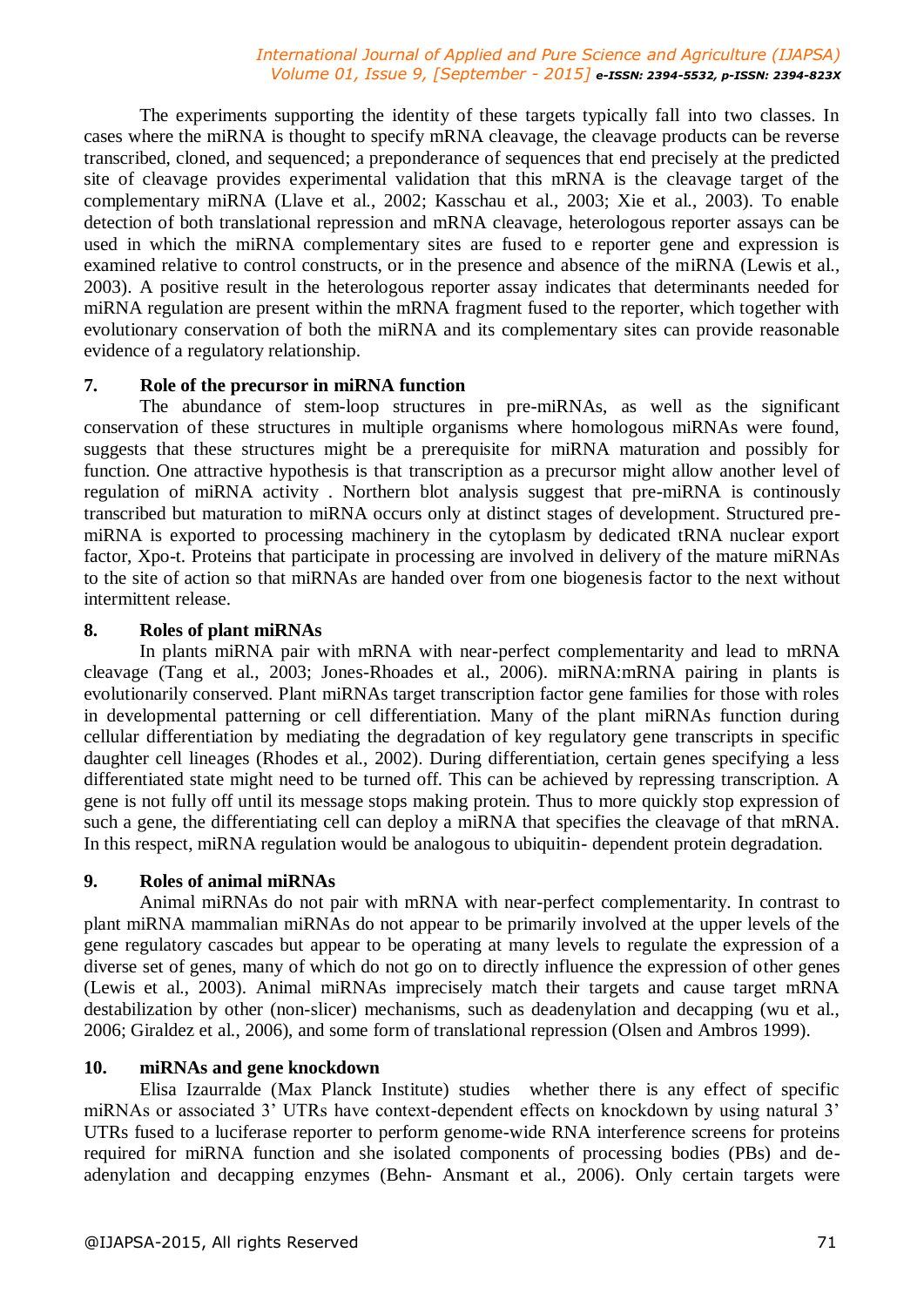The experiments supporting the identity of these targets typically fall into two classes. In cases where the miRNA is thought to specify mRNA cleavage, the cleavage products can be reverse transcribed, cloned, and sequenced; a preponderance of sequences that end precisely at the predicted site of cleavage provides experimental validation that this mRNA is the cleavage target of the complementary miRNA (Llave et al., 2002; Kasschau et al., 2003; Xie et al., 2003). To enable detection of both translational repression and mRNA cleavage, heterologous reporter assays can be used in which the miRNA complementary sites are fused to e reporter gene and expression is examined relative to control constructs, or in the presence and absence of the miRNA (Lewis et al., 2003). A positive result in the heterologous reporter assay indicates that determinants needed for miRNA regulation are present within the mRNA fragment fused to the reporter, which together with evolutionary conservation of both the miRNA and its complementary sites can provide reasonable evidence of a regulatory relationship.

## 7. Role of the precursor in miRNA function

The abundance of stem-loop structures in pre-miRNAs, as well as the significant conservation of these structures in multiple organisms where homologous miRNAs were found, suggests that these structures might be a prerequisite for miRNA maturation and possibly for function. One attractive hypothesis is that transcription as a precursor might allow another level of regulation of miRNA activity . Northern blot analysis suggest that pre-miRNA is continously transcribed but maturation to miRNA occurs only at distinct stages of development. Structured pre-miRNA is exported to processing machinery in the cytoplasm by dedicated tRNA nuclear export factor, Xpo-t. Proteins that participate in processing are involved in delivery of the mature miRNAs to the site of action so that miRNAs are handed over from one biogenesis factor to the next without intermittent release.

## 8. Roles of plant miRNAs

In plants miRNA pair with mRNA with near-perfect complementarity and lead to mRNA cleavage (Tang et al., 2003; Jones-Rhoades et al., 2006). miRNA:mRNA pairing in plants is evolutionarily conserved. Plant miRNAs target transcription factor gene families for those with roles in developmental patterning or cell differentiation. Many of the plant miRNAs function during cellular differentiation by mediating the degradation of key regulatory gene transcripts in specific daughter cell lineages (Rhodes et al., 2002). During differentiation, certain genes specifying a less differentiated state might need to be turned off. This can be achieved by repressing transcription. A gene is not fully off until its message stops making protein. Thus to more quickly stop expression of such a gene, the differentiating cell can deploy a miRNA that specifies the cleavage of that mRNA. In this respect, miRNA regulation would be analogous to ubiquitin- dependent protein degradation.

## 9. Roles of animal miRNAs

Animal miRNAs do not pair with mRNA with near-perfect complementarity. In contrast to plant miRNA mammalian miRNAs do not appear to be primarily involved at the upper levels of the gene regulatory cascades but appear to be operating at many levels to regulate the expression of a diverse set of genes, many of which do not go on to directly influence the expression of other genes (Lewis et al., 2003). Animal miRNAs imprecisely match their targets and cause target mRNA destabilization by other (non-slicer) mechanisms, such as deadenylation and decapping (wu et al., 2006; Giraldez et al., 2006), and some form of translational repression (Olsen and Ambros 1999).

## 10. miRNAs and gene knockdown

Elisa Izaurralde (Max Planck Institute) studies whether there is any effect of specific miRNAs or associated 3' UTRs have context-dependent effects on knockdown by using natural 3' UTRs fused to a luciferase reporter to perform genome-wide RNA interference screens for proteins required for miRNA function and she isolated components of processing bodies (PBs) and de-adenylation and decapping enzymes (Behn- Ansmant et al., 2006). Only certain targets were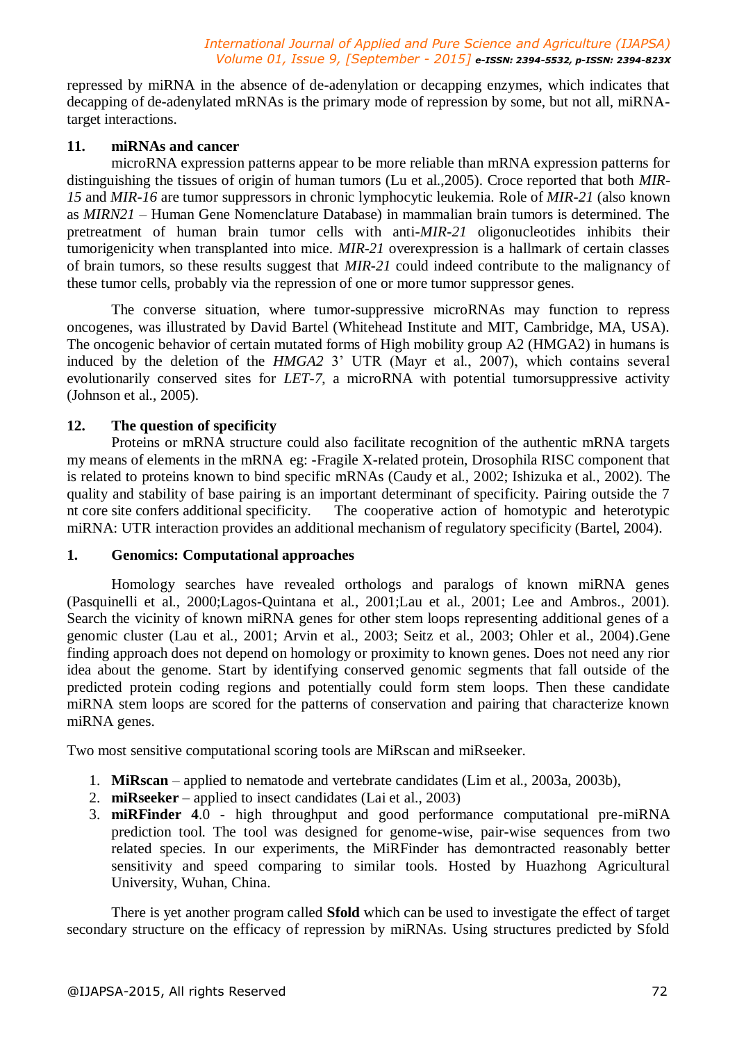repressed by miRNA in the absence of de-adenylation or decapping enzymes, which indicates that decapping of de-adenylated mRNAs is the primary mode of repression by some, but not all, miRNA-target interactions.

## 11. miRNAs and cancer

microRNA expression patterns appear to be more reliable than mRNA expression patterns for distinguishing the tissues of origin of human tumors (Lu et al.,2005). Croce reported that both *MIR-15* and *MIR-16* are tumor suppressors in chronic lymphocytic leukemia. Role of *MIR-21* (also known as *MIRN21* – Human Gene Nomenclature Database) in mammalian brain tumors is determined. The pretreatment of human brain tumor cells with anti-*MIR-21* oligonucleotides inhibits their tumorigenicity when transplanted into mice. *MIR-21* overexpression is a hallmark of certain classes of brain tumors, so these results suggest that *MIR-21* could indeed contribute to the malignancy of these tumor cells, probably via the repression of one or more tumor suppressor genes.

The converse situation, where tumor-suppressive microRNAs may function to repress oncogenes, was illustrated by David Bartel (Whitehead Institute and MIT, Cambridge, MA, USA). The oncogenic behavior of certain mutated forms of High mobility group A2 (HMGA2) in humans is induced by the deletion of the *HMGA2* 3' UTR (Mayr et al., 2007), which contains several evolutionarily conserved sites for *LET-7*, a microRNA with potential tumorsuppressive activity (Johnson et al., 2005).

## 12. The question of specificity

Proteins or mRNA structure could also facilitate recognition of the authentic mRNA targets my means of elements in the mRNA eg: -Fragile X-related protein, Drosophila RISC component that is related to proteins known to bind specific mRNAs (Caudy et al., 2002; Ishizuka et al., 2002). The quality and stability of base pairing is an important determinant of specificity. Pairing outside the 7 nt core site confers additional specificity. The cooperative action of homotypic and heterotypic miRNA: UTR interaction provides an additional mechanism of regulatory specificity (Bartel, 2004).

## 1. Genomics: Computational approaches

Homology searches have revealed orthologs and paralogs of known miRNA genes (Pasquinelli et al., 2000;Lagos-Quintana et al., 2001;Lau et al., 2001; Lee and Ambros., 2001). Search the vicinity of known miRNA genes for other stem loops representing additional genes of a genomic cluster (Lau et al., 2001; Arvin et al., 2003; Seitz et al., 2003; Ohler et al., 2004).Gene finding approach does not depend on homology or proximity to known genes. Does not need any rior idea about the genome. Start by identifying conserved genomic segments that fall outside of the predicted protein coding regions and potentially could form stem loops. Then these candidate miRNA stem loops are scored for the patterns of conservation and pairing that characterize known miRNA genes.

Two most sensitive computational scoring tools are MiRscan and miRseeker.

1. **MiRscan** – applied to nematode and vertebrate candidates (Lim et al., 2003a, 2003b),
2. **miRseeker** – applied to insect candidates (Lai et al., 2003)
3. **miRFinder 4**.0 - high throughput and good performance computational pre-miRNA prediction tool. The tool was designed for genome-wise, pair-wise sequences from two related species. In our experiments, the MiRFinder has demontracted reasonably better sensitivity and speed comparing to similar tools. Hosted by Huazhong Agricultural University, Wuhan, China.

There is yet another program called **Sfold** which can be used to investigate the effect of target secondary structure on the efficacy of repression by miRNAs. Using structures predicted by Sfold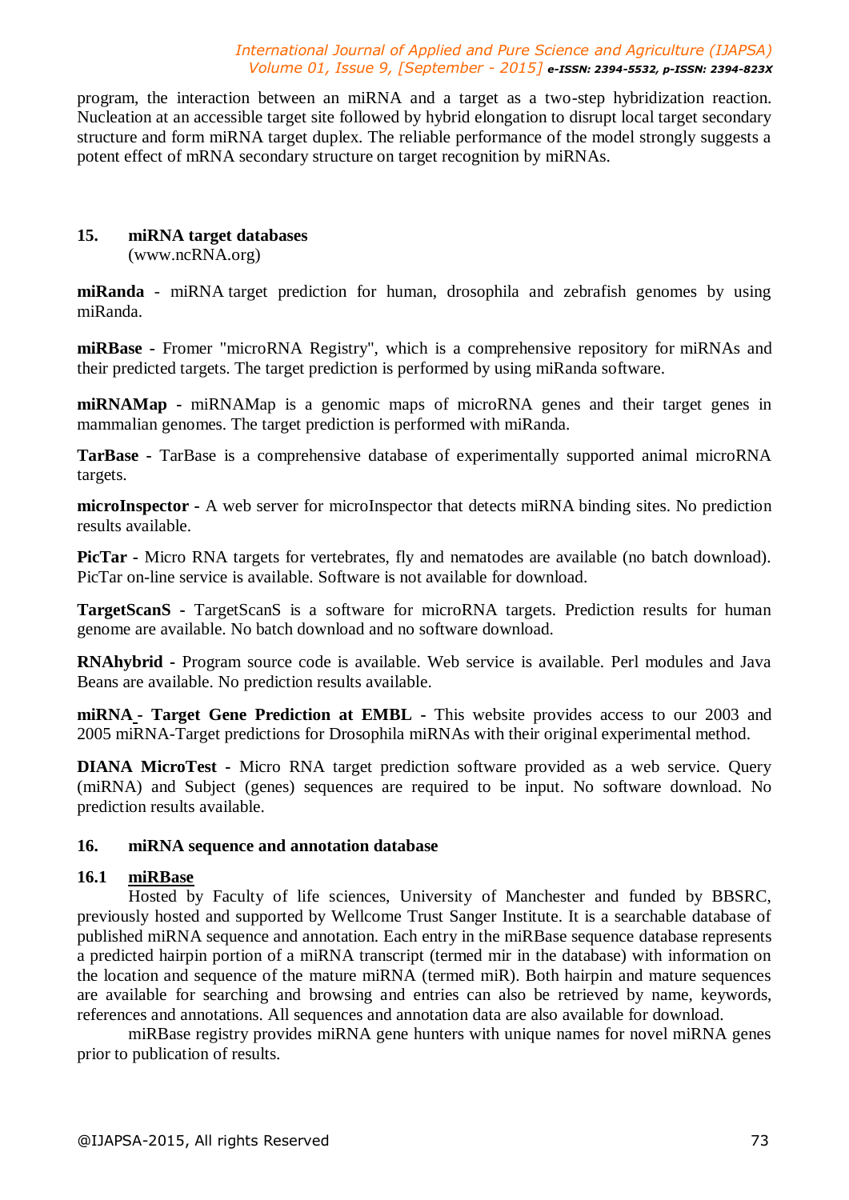program, the interaction between an miRNA and a target as a two-step hybridization reaction. Nucleation at an accessible target site followed by hybrid elongation to disrupt local target secondary structure and form miRNA target duplex. The reliable performance of the model strongly suggests a potent effect of mRNA secondary structure on target recognition by miRNAs.

## 15. miRNA target databases

(www.ncRNA.org)

**miRanda** - miRNA target prediction for human, drosophila and zebrafish genomes by using miRanda.

**miRBase** - Fromer "microRNA Registry", which is a comprehensive repository for miRNAs and their predicted targets. The target prediction is performed by using miRanda software.

**miRNAMap** - miRNAMap is a genomic maps of microRNA genes and their target genes in mammalian genomes. The target prediction is performed with miRanda.

**TarBase** - TarBase is a comprehensive database of experimentally supported animal microRNA targets.

**microInspector** - A web server for microInspector that detects miRNA binding sites. No prediction results available.

**PicTar** - Micro RNA targets for vertebrates, fly and nematodes are available (no batch download). PicTar on-line service is available. Software is not available for download.

**TargetScanS** - TargetScanS is a software for microRNA targets. Prediction results for human genome are available. No batch download and no software download.

**RNAhybrid** - Program source code is available. Web service is available. Perl modules and Java Beans are available. No prediction results available.

**miRNA - Target Gene Prediction at EMBL** - This website provides access to our 2003 and 2005 miRNA-Target predictions for Drosophila miRNAs with their original experimental method.

**DIANA MicroTest** - Micro RNA target prediction software provided as a web service. Query (miRNA) and Subject (genes) sequences are required to be input. No software download. No prediction results available.

## 16. miRNA sequence and annotation database

### 16.1 miRBase

Hosted by Faculty of life sciences, University of Manchester and funded by BBSRC, previously hosted and supported by Wellcome Trust Sanger Institute. It is a searchable database of published miRNA sequence and annotation. Each entry in the miRBase sequence database represents a predicted hairpin portion of a miRNA transcript (termed mir in the database) with information on the location and sequence of the mature miRNA (termed miR). Both hairpin and mature sequences are available for searching and browsing and entries can also be retrieved by name, keywords, references and annotations. All sequences and annotation data are also available for download.

miRBase registry provides miRNA gene hunters with unique names for novel miRNA genes prior to publication of results.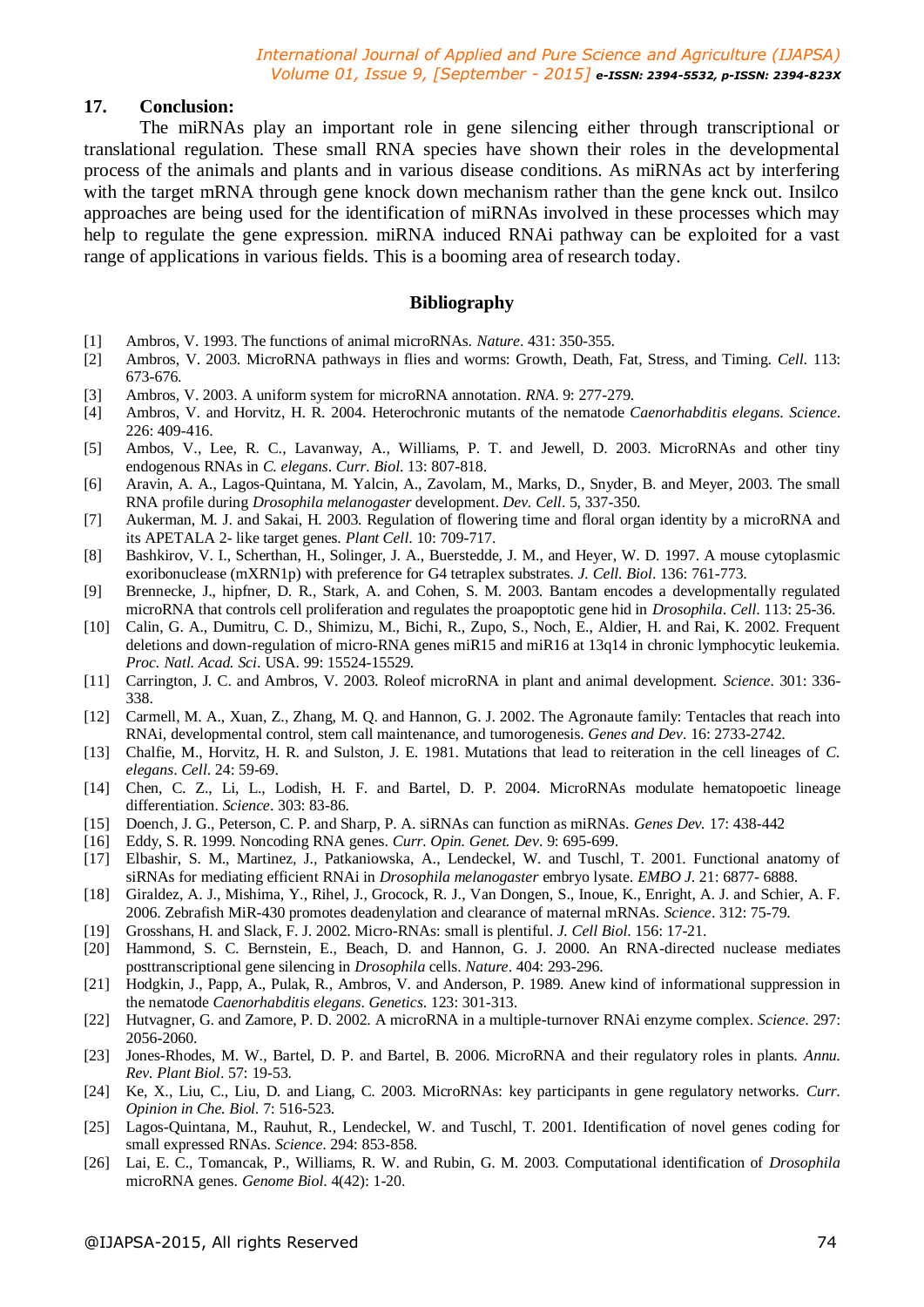## 17. Conclusion:

The miRNAs play an important role in gene silencing either through transcriptional or translational regulation. These small RNA species have shown their roles in the developmental process of the animals and plants and in various disease conditions. As miRNAs act by interfering with the target mRNA through gene knock down mechanism rather than the gene knck out. Insilco approaches are being used for the identification of miRNAs involved in these processes which may help to regulate the gene expression. miRNA induced RNAi pathway can be exploited for a vast range of applications in various fields. This is a booming area of research today.

## Bibliography

[1] Ambros, V. 1993. The functions of animal microRNAs. *Nature*. 431: 350-355.

[2] Ambros, V. 2003. MicroRNA pathways in flies and worms: Growth, Death, Fat, Stress, and Timing. *Cell*. 113: 673-676.

[3] Ambros, V. 2003. A uniform system for microRNA annotation. *RNA*. 9: 277-279.

[4] Ambros, V. and Horvitz, H. R. 2004. Heterochronic mutants of the nematode *Caenorhabditis elegans*. *Science*. 226: 409-416.

[5] Ambos, V., Lee, R. C., Lavanway, A., Williams, P. T. and Jewell, D. 2003. MicroRNAs and other tiny endogenous RNAs in *C. elegans*. *Curr. Biol*. 13: 807-818.

[6] Aravin, A. A., Lagos-Quintana, M. Yalcin, A., Zavolam, M., Marks, D., Snyder, B. and Meyer, 2003. The small RNA profile during *Drosophila melanogaster* development. *Dev. Cell*. 5, 337-350.

[7] Aukerman, M. J. and Sakai, H. 2003. Regulation of flowering time and floral organ identity by a microRNA and its APETALA 2- like target genes. *Plant Cell*. 10: 709-717.

[8] Bashkirov, V. I., Scherthan, H., Solinger, J. A., Buerstedde, J. M., and Heyer, W. D. 1997. A mouse cytoplasmic exoribonuclease (mXRN1p) with preference for G4 tetraplex substrates. *J. Cell. Biol*. 136: 761-773.

[9] Brennecke, J., hipfner, D. R., Stark, A. and Cohen, S. M. 2003. Bantam encodes a developmentally regulated microRNA that controls cell proliferation and regulates the proapoptotic gene hid in *Drosophila*. *Cell*. 113: 25-36.

[10] Calin, G. A., Dumitru, C. D., Shimizu, M., Bichi, R., Zupo, S., Noch, E., Aldier, H. and Rai, K. 2002. Frequent deletions and down-regulation of micro-RNA genes miR15 and miR16 at 13q14 in chronic lymphocytic leukemia. *Proc. Natl. Acad. Sci*. USA. 99: 15524-15529.

[11] Carrington, J. C. and Ambros, V. 2003. Roleof microRNA in plant and animal development. *Science*. 301: 336-338.

[12] Carmell, M. A., Xuan, Z., Zhang, M. Q. and Hannon, G. J. 2002. The Agronaute family: Tentacles that reach into RNAi, developmental control, stem cell maintenance, and tumorogenesis. *Genes and Dev*. 16: 2733-2742.

[13] Chalfie, M., Horvitz, H. R. and Sulston, J. E. 1981. Mutations that lead to reiteration in the cell lineages of *C. elegans*. *Cell*. 24: 59-69.

[14] Chen, C. Z., Li, L., Lodish, H. F. and Bartel, D. P. 2004. MicroRNAs modulate hematopoetic lineage differentiation. *Science*. 303: 83-86.

[15] Doench, J. G., Peterson, C. P. and Sharp, P. A. siRNAs can function as miRNAs. *Genes Dev.* 17: 438-442

[16] Eddy, S. R. 1999. Noncoding RNA genes. *Curr. Opin. Genet. Dev*. 9: 695-699.

[17] Elbashir, S. M., Martinez, J., Patkaniowska, A., Lendeckel, W. and Tuschl, T. 2001. Functional anatomy of siRNAs for mediating efficient RNAi in *Drosophila melanogaster* embryo lysate. *EMBO J*. 21: 6877- 6888.

[18] Giraldez, A. J., Mishima, Y., Rihel, J., Grocock, R. J., Van Dongen, S., Inoue, K., Enright, A. J. and Schier, A. F. 2006. Zebrafish MiR-430 promotes deadenylation and clearance of maternal mRNAs. *Science*. 312: 75-79.

[19] Grosshans, H. and Slack, F. J. 2002. Micro-RNAs: small is plentiful. *J. Cell Biol*. 156: 17-21.

[20] Hammond, S. C. Bernstein, E., Beach, D. and Hannon, G. J. 2000. An RNA-directed nuclease mediates posttranscriptional gene silencing in *Drosophila* cells. *Nature*. 404: 293-296.

[21] Hodgkin, J., Papp, A., Pulak, R., Ambros, V. and Anderson, P. 1989. Anew kind of informational suppression in the nematode *Caenorhabditis elegans*. *Genetics*. 123: 301-313.

[22] Hutvagner, G. and Zamore, P. D. 2002. A microRNA in a multiple-turnover RNAi enzyme complex. *Science*. 297: 2056-2060.

[23] Jones-Rhodes, M. W., Bartel, D. P. and Bartel, B. 2006. MicroRNA and their regulatory roles in plants. *Annu. Rev. Plant Biol*. 57: 19-53.

[24] Ke, X., Liu, C., Liu, D. and Liang, C. 2003. MicroRNAs: key participants in gene regulatory networks. *Curr. Opinion in Che. Biol*. 7: 516-523.

[25] Lagos-Quintana, M., Rauhut, R., Lendeckel, W. and Tuschl, T. 2001. Identification of novel genes coding for small expressed RNAs. *Science*. 294: 853-858.

[26] Lai, E. C., Tomancak, P., Williams, R. W. and Rubin, G. M. 2003. Computational identification of *Drosophila* microRNA genes. *Genome Biol*. 4(42): 1-20.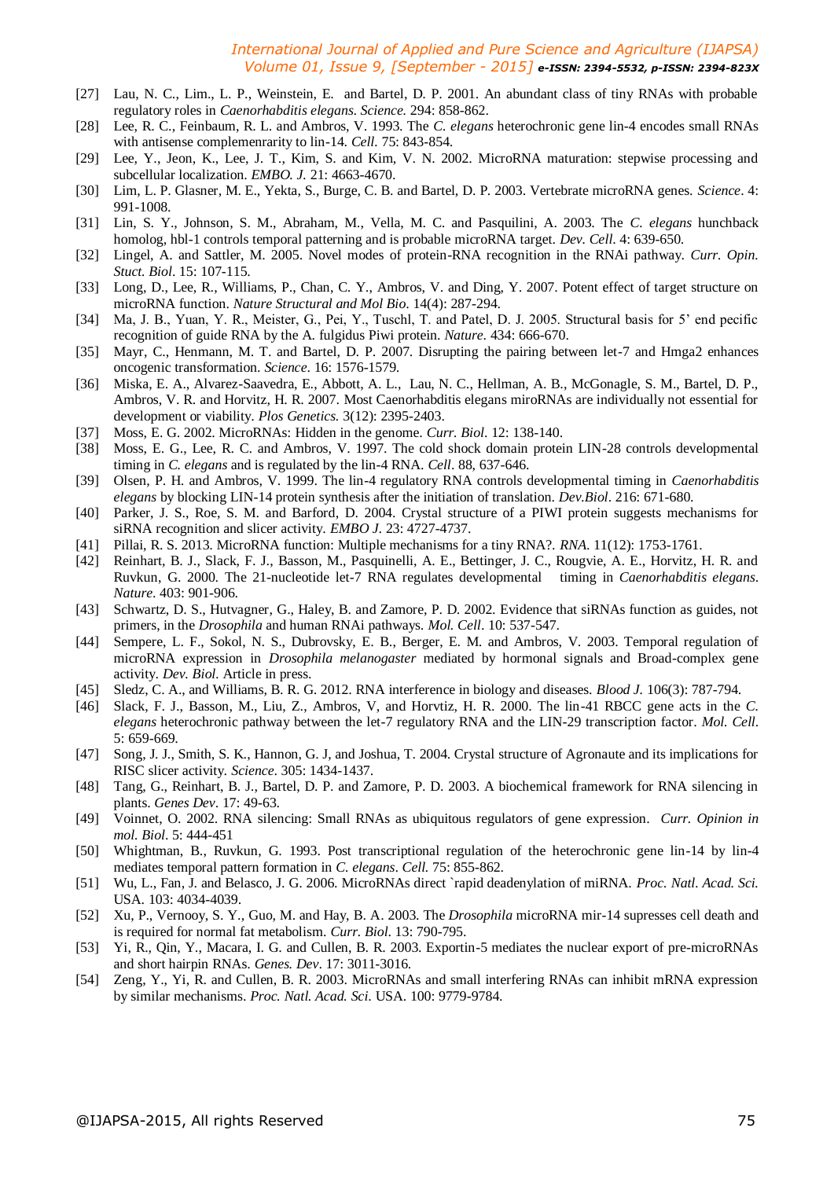[27] Lau, N. C., Lim., L. P., Weinstein, E. and Bartel, D. P. 2001. An abundant class of tiny RNAs with probable regulatory roles in *Caenorhabditis elegans*. *Science*. 294: 858-862.

[28] Lee, R. C., Feinbaum, R. L. and Ambros, V. 1993. The *C. elegans* heterochronic gene lin-4 encodes small RNAs with antisense complemenrarity to lin-14. *Cell*. 75: 843-854.

[29] Lee, Y., Jeon, K., Lee, J. T., Kim, S. and Kim, V. N. 2002. MicroRNA maturation: stepwise processing and subcellular localization. *EMBO. J.* 21: 4663-4670.

[30] Lim, L. P. Glasner, M. E., Yekta, S., Burge, C. B. and Bartel, D. P. 2003. Vertebrate microRNA genes. *Science*. 4: 991-1008.

[31] Lin, S. Y., Johnson, S. M., Abraham, M., Vella, M. C. and Pasquilini, A. 2003. The *C. elegans* hunchback homolog, hbl-1 controls temporal patterning and is probable microRNA target. *Dev. Cell*. 4: 639-650.

[32] Lingel, A. and Sattler, M. 2005. Novel modes of protein-RNA recognition in the RNAi pathway. *Curr. Opin. Stuct. Biol*. 15: 107-115.

[33] Long, D., Lee, R., Williams, P., Chan, C. Y., Ambros, V. and Ding, Y. 2007. Potent effect of target structure on microRNA function. *Nature Structural and Mol Bio*. 14(4): 287-294.

[34] Ma, J. B., Yuan, Y. R., Meister, G., Pei, Y., Tuschl, T. and Patel, D. J. 2005. Structural basis for 5' end pecific recognition of guide RNA by the A. fulgidus Piwi protein. *Nature*. 434: 666-670.

[35] Mayr, C., Henmann, M. T. and Bartel, D. P. 2007. Disrupting the pairing between let-7 and Hmga2 enhances oncogenic transformation. *Science*. 16: 1576-1579.

[36] Miska, E. A., Alvarez-Saavedra, E., Abbott, A. L., Lau, N. C., Hellman, A. B., McGonagle, S. M., Bartel, D. P., Ambros, V. R. and Horvitz, H. R. 2007. Most Caenorhabditis elegans miroRNAs are individually not essential for development or viability. *Plos Genetics*. 3(12): 2395-2403.

[37] Moss, E. G. 2002. MicroRNAs: Hidden in the genome. *Curr. Biol*. 12: 138-140.

[38] Moss, E. G., Lee, R. C. and Ambros, V. 1997. The cold shock domain protein LIN-28 controls developmental timing in *C. elegans* and is regulated by the lin-4 RNA. *Cell*. 88, 637-646.

[39] Olsen, P. H. and Ambros, V. 1999. The lin-4 regulatory RNA controls developmental timing in *Caenorhabditis elegans* by blocking LIN-14 protein synthesis after the initiation of translation. *Dev.Biol*. 216: 671-680.

[40] Parker, J. S., Roe, S. M. and Barford, D. 2004. Crystal structure of a PIWI protein suggests mechanisms for siRNA recognition and slicer activity. *EMBO J*. 23: 4727-4737.

[41] Pillai, R. S. 2013. MicroRNA function: Multiple mechanisms for a tiny RNA?. *RNA*. 11(12): 1753-1761.

[42] Reinhart, B. J., Slack, F. J., Basson, M., Pasquinelli, A. E., Bettinger, J. C., Rougvie, A. E., Horvitz, H. R. and Ruvkun, G. 2000. The 21-nucleotide let-7 RNA regulates developmental timing in *Caenorhabditis elegans*. *Nature*. 403: 901-906.

[43] Schwartz, D. S., Hutvagner, G., Haley, B. and Zamore, P. D. 2002. Evidence that siRNAs function as guides, not primers, in the *Drosophila* and human RNAi pathways. *Mol. Cell*. 10: 537-547.

[44] Sempere, L. F., Sokol, N. S., Dubrovsky, E. B., Berger, E. M. and Ambros, V. 2003. Temporal regulation of microRNA expression in *Drosophila melanogaster* mediated by hormonal signals and Broad-complex gene activity. *Dev. Biol*. Article in press.

[45] Sledz, C. A., and Williams, B. R. G. 2012. RNA interference in biology and diseases. *Blood J*. 106(3): 787-794.

[46] Slack, F. J., Basson, M., Liu, Z., Ambros, V, and Horvtiz, H. R. 2000. The lin-41 RBCC gene acts in the *C. elegans* heterochronic pathway between the let-7 regulatory RNA and the LIN-29 transcription factor. *Mol. Cell*. 5: 659-669.

[47] Song, J. J., Smith, S. K., Hannon, G. J, and Joshua, T. 2004. Crystal structure of Agronaute and its implications for RISC slicer activity. *Science*. 305: 1434-1437.

[48] Tang, G., Reinhart, B. J., Bartel, D. P. and Zamore, P. D. 2003. A biochemical framework for RNA silencing in plants. *Genes Dev*. 17: 49-63.

[49] Voinnet, O. 2002. RNA silencing: Small RNAs as ubiquitous regulators of gene expression. *Curr. Opinion in mol. Biol*. 5: 444-451

[50] Whightman, B., Ruvkun, G. 1993. Post transcriptional regulation of the heterochronic gene lin-14 by lin-4 mediates temporal pattern formation in *C. elegans*. *Cell*. 75: 855-862.

[51] Wu, L., Fan, J. and Belasco, J. G. 2006. MicroRNAs direct `rapid deadenylation of miRNA. *Proc. Natl. Acad. Sci.* USA. 103: 4034-4039.

[52] Xu, P., Vernooy, S. Y., Guo, M. and Hay, B. A. 2003. The *Drosophila* microRNA mir-14 supresses cell death and is required for normal fat metabolism. *Curr. Biol*. 13: 790-795.

[53] Yi, R., Qin, Y., Macara, I. G. and Cullen, B. R. 2003. Exportin-5 mediates the nuclear export of pre-microRNAs and short hairpin RNAs. *Genes. Dev*. 17: 3011-3016.

[54] Zeng, Y., Yi, R. and Cullen, B. R. 2003. MicroRNAs and small interfering RNAs can inhibit mRNA expression by similar mechanisms. *Proc. Natl. Acad. Sci*. USA. 100: 9779-9784.